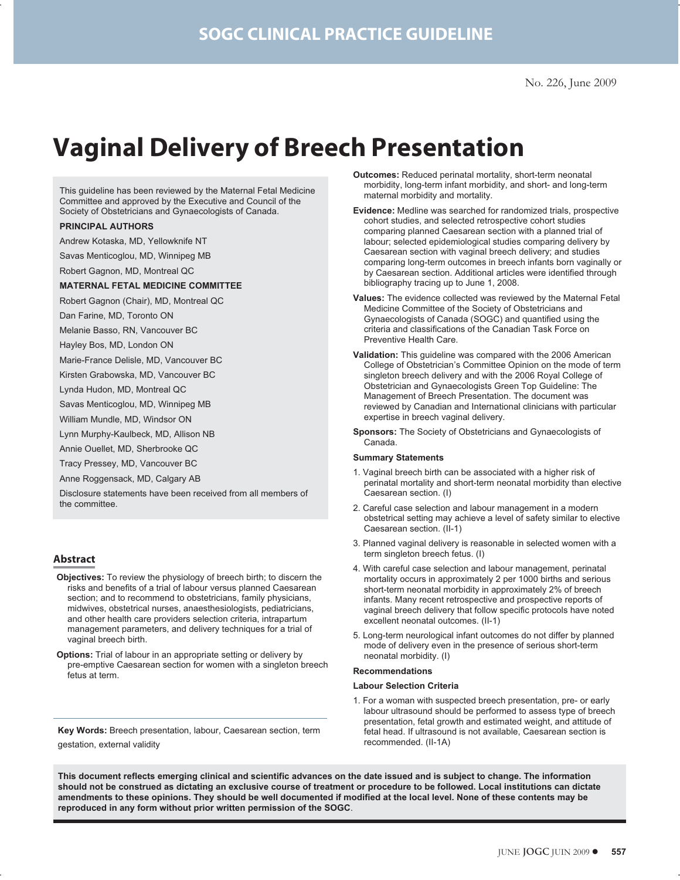SOGC CLINICAL PRACTICE GUIDELINE

No. 226, June 2009

# Vaginal Delivery of Breech Presentation

This guideline has been reviewed by the Maternal Fetal Medicine Committee and approved by the Executive and Council of the Society of Obstetricians and Gynaecologists of Canada.

**PRINCIPAL AUTHORS**

Andrew Kotaska, MD, Yellowknife NT

Savas Menticoglou, MD, Winnipeg MB

Robert Gagnon, MD, Montreal QC

**MATERNAL FETAL MEDICINE COMMITTEE**

Robert Gagnon (Chair), MD, Montreal QC

Dan Farine, MD, Toronto ON

Melanie Basso, RN, Vancouver BC

Hayley Bos, MD, London ON

Marie-France Delisle, MD, Vancouver BC

Kirsten Grabowska, MD, Vancouver BC

Lynda Hudon, MD, Montreal QC

Savas Menticoglou, MD, Winnipeg MB

William Mundle, MD, Windsor ON

Lynn Murphy-Kaulbeck, MD, Allison NB

Annie Ouellet, MD, Sherbrooke QC

Tracy Pressey, MD, Vancouver BC

Anne Roggensack, MD, Calgary AB

Disclosure statements have been received from all members of the committee.

## Abstract

**Objectives:** To review the physiology of breech birth; to discern the risks and benefits of a trial of labour versus planned Caesarean section; and to recommend to obstetricians, family physicians, midwives, obstetrical nurses, anaesthesiologists, pediatricians, and other health care providers selection criteria, intrapartum management parameters, and delivery techniques for a trial of vaginal breech birth.

**Options:** Trial of labour in an appropriate setting or delivery by pre-emptive Caesarean section for women with a singleton breech fetus at term.

**Outcomes:** Reduced perinatal mortality, short-term neonatal morbidity, long-term infant morbidity, and short- and long-term maternal morbidity and mortality.

**Evidence:** Medline was searched for randomized trials, prospective cohort studies, and selected retrospective cohort studies comparing planned Caesarean section with a planned trial of labour; selected epidemiological studies comparing delivery by Caesarean section with vaginal breech delivery; and studies comparing long-term outcomes in breech infants born vaginally or by Caesarean section. Additional articles were identified through bibliography tracing up to June 1, 2008.

**Values:** The evidence collected was reviewed by the Maternal Fetal Medicine Committee of the Society of Obstetricians and Gynaecologists of Canada (SOGC) and quantified using the criteria and classifications of the Canadian Task Force on Preventive Health Care.

**Validation:** This guideline was compared with the 2006 American College of Obstetrician's Committee Opinion on the mode of term singleton breech delivery and with the 2006 Royal College of Obstetrician and Gynaecologists Green Top Guideline: The Management of Breech Presentation. The document was reviewed by Canadian and International clinicians with particular expertise in breech vaginal delivery.

**Sponsors:** The Society of Obstetricians and Gynaecologists of Canada.

### Summary Statements

1. Vaginal breech birth can be associated with a higher risk of perinatal mortality and short-term neonatal morbidity than elective Caesarean section. (I)
2. Careful case selection and labour management in a modern obstetrical setting may achieve a level of safety similar to elective Caesarean section. (II-1)
3. Planned vaginal delivery is reasonable in selected women with a term singleton breech fetus. (I)
4. With careful case selection and labour management, perinatal mortality occurs in approximately 2 per 1000 births and serious short-term neonatal morbidity in approximately 2% of breech infants. Many recent retrospective and prospective reports of vaginal breech delivery that follow specific protocols have noted excellent neonatal outcomes. (II-1)
5. Long-term neurological infant outcomes do not differ by planned mode of delivery even in the presence of serious short-term neonatal morbidity. (I)

### Recommendations

#### Labour Selection Criteria

1. For a woman with suspected breech presentation, pre- or early labour ultrasound should be performed to assess type of breech presentation, fetal growth and estimated weight, and attitude of fetal head. If ultrasound is not available, Caesarean section is recommended. (II-1A)

**Key Words:** Breech presentation, labour, Caesarean section, term gestation, external validity

**This document reflects emerging clinical and scientific advances on the date issued and is subject to change. The information should not be construed as dictating an exclusive course of treatment or procedure to be followed. Local institutions can dictate amendments to these opinions. They should be well documented if modified at the local level. None of these contents may be reproduced in any form without prior written permission of the SOGC.**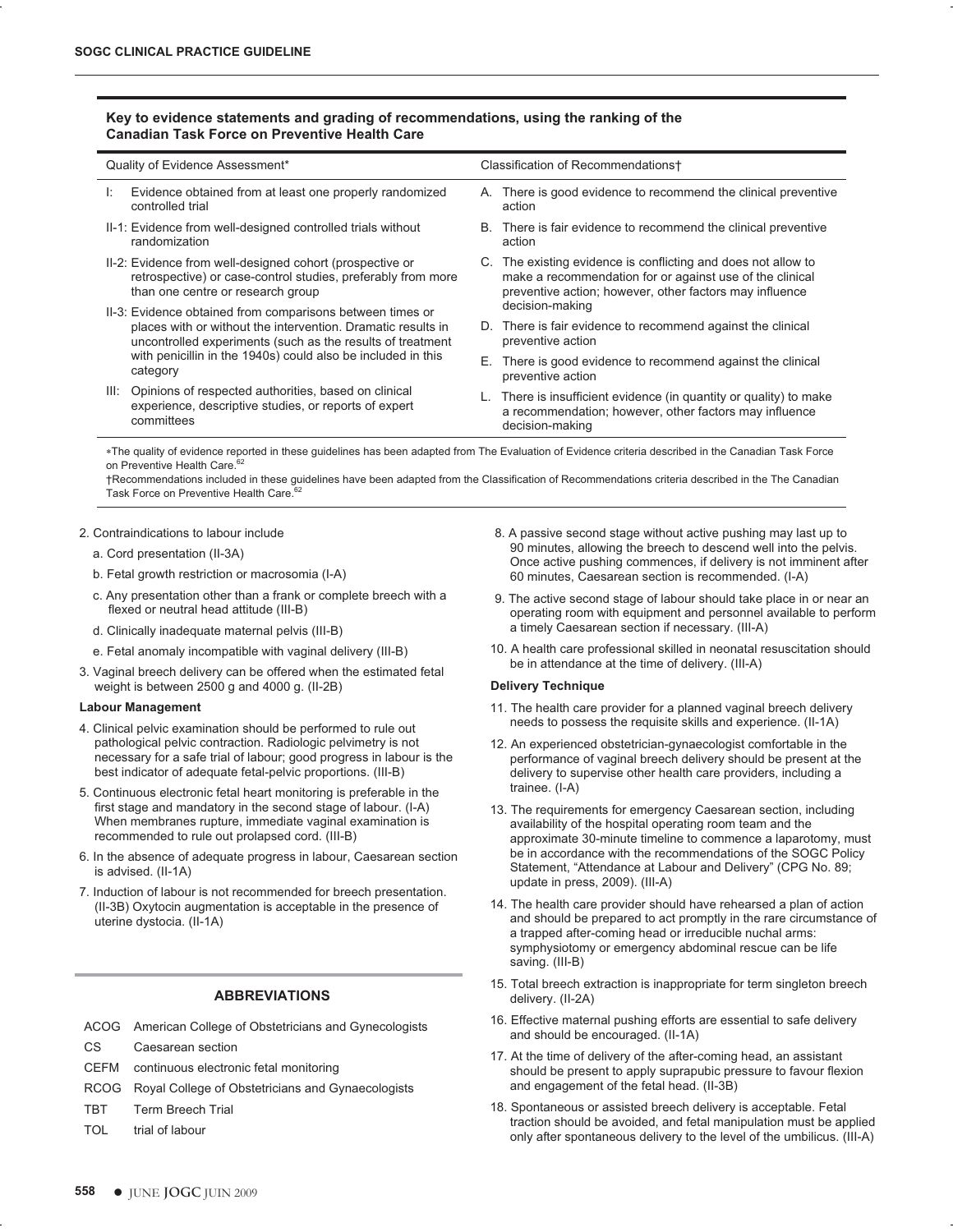**Key to evidence statements and grading of recommendations, using the ranking of the Canadian Task Force on Preventive Health Care**

| Quality of Evidence Assessment* | Classification of Recommendations† |
|---|---|
| I: Evidence obtained from at least one properly randomized controlled trial | A. There is good evidence to recommend the clinical preventive action |
| II-1: Evidence from well-designed controlled trials without randomization | B. There is fair evidence to recommend the clinical preventive action |
| II-2: Evidence from well-designed cohort (prospective or retrospective) or case-control studies, preferably from more than one centre or research group | C. The existing evidence is conflicting and does not allow to make a recommendation for or against use of the clinical preventive action; however, other factors may influence decision-making |
| II-3: Evidence obtained from comparisons between times or places with or without the intervention. Dramatic results in uncontrolled experiments (such as the results of treatment with penicillin in the 1940s) could also be included in this category | D. There is fair evidence to recommend against the clinical preventive action |
| | E. There is good evidence to recommend against the clinical preventive action |
| III: Opinions of respected authorities, based on clinical experience, descriptive studies, or reports of expert committees | L. There is insufficient evidence (in quantity or quality) to make a recommendation; however, other factors may influence decision-making |

*The quality of evidence reported in these guidelines has been adapted from The Evaluation of Evidence criteria described in the Canadian Task Force on Preventive Health Care.[62]

†Recommendations included in these guidelines have been adapted from the Classification of Recommendations criteria described in the The Canadian Task Force on Preventive Health Care.[62]

2. Contraindications to labour include
   a. Cord presentation (II-3A)
   b. Fetal growth restriction or macrosomia (I-A)
   c. Any presentation other than a frank or complete breech with a flexed or neutral head attitude (III-B)
   d. Clinically inadequate maternal pelvis (III-B)
   e. Fetal anomaly incompatible with vaginal delivery (III-B)
3. Vaginal breech delivery can be offered when the estimated fetal weight is between 2500 g and 4000 g. (II-2B)

**Labour Management**

4. Clinical pelvic examination should be performed to rule out pathological pelvic contraction. Radiologic pelvimetry is not necessary for a safe trial of labour; good progress in labour is the best indicator of adequate fetal-pelvic proportions. (III-B)
5. Continuous electronic fetal heart monitoring is preferable in the first stage and mandatory in the second stage of labour. (I-A) When membranes rupture, immediate vaginal examination is recommended to rule out prolapsed cord. (III-B)
6. In the absence of adequate progress in labour, Caesarean section is advised. (II-1A)
7. Induction of labour is not recommended for breech presentation. (II-3B) Oxytocin augmentation is acceptable in the presence of uterine dystocia. (II-1A)
8. A passive second stage without active pushing may last up to 90 minutes, allowing the breech to descend well into the pelvis. Once active pushing commences, if delivery is not imminent after 60 minutes, Caesarean section is recommended. (I-A)
9. The active second stage of labour should take place in or near an operating room with equipment and personnel available to perform a timely Caesarean section if necessary. (III-A)
10. A health care professional skilled in neonatal resuscitation should be in attendance at the time of delivery. (III-A)

**Delivery Technique**

11. The health care provider for a planned vaginal breech delivery needs to possess the requisite skills and experience. (II-1A)
12. An experienced obstetrician-gynaecologist comfortable in the performance of vaginal breech delivery should be present at the delivery to supervise other health care providers, including a trainee. (I-A)
13. The requirements for emergency Caesarean section, including availability of the hospital operating room team and the approximate 30-minute timeline to commence a laparotomy, must be in accordance with the recommendations of the SOGC Policy Statement, "Attendance at Labour and Delivery" (CPG No. 89; update in press, 2009). (III-A)
14. The health care provider should have rehearsed a plan of action and should be prepared to act promptly in the rare circumstance of a trapped after-coming head or irreducible nuchal arms: symphysiotomy or emergency abdominal rescue can be life saving. (III-B)
15. Total breech extraction is inappropriate for term singleton breech delivery. (II-2A)
16. Effective maternal pushing efforts are essential to safe delivery and should be encouraged. (II-1A)
17. At the time of delivery of the after-coming head, an assistant should be present to apply suprapubic pressure to favour flexion and engagement of the fetal head. (II-3B)
18. Spontaneous or assisted breech delivery is acceptable. Fetal traction should be avoided, and fetal manipulation must be applied only after spontaneous delivery to the level of the umbilicus. (III-A)

## ABBREVIATIONS

| | |
|---|---|
| ACOG | American College of Obstetricians and Gynecologists |
| CS | Caesarean section |
| CEFM | continuous electronic fetal monitoring |
| RCOG | Royal College of Obstetricians and Gynaecologists |
| TBT | Term Breech Trial |
| TOL | trial of labour |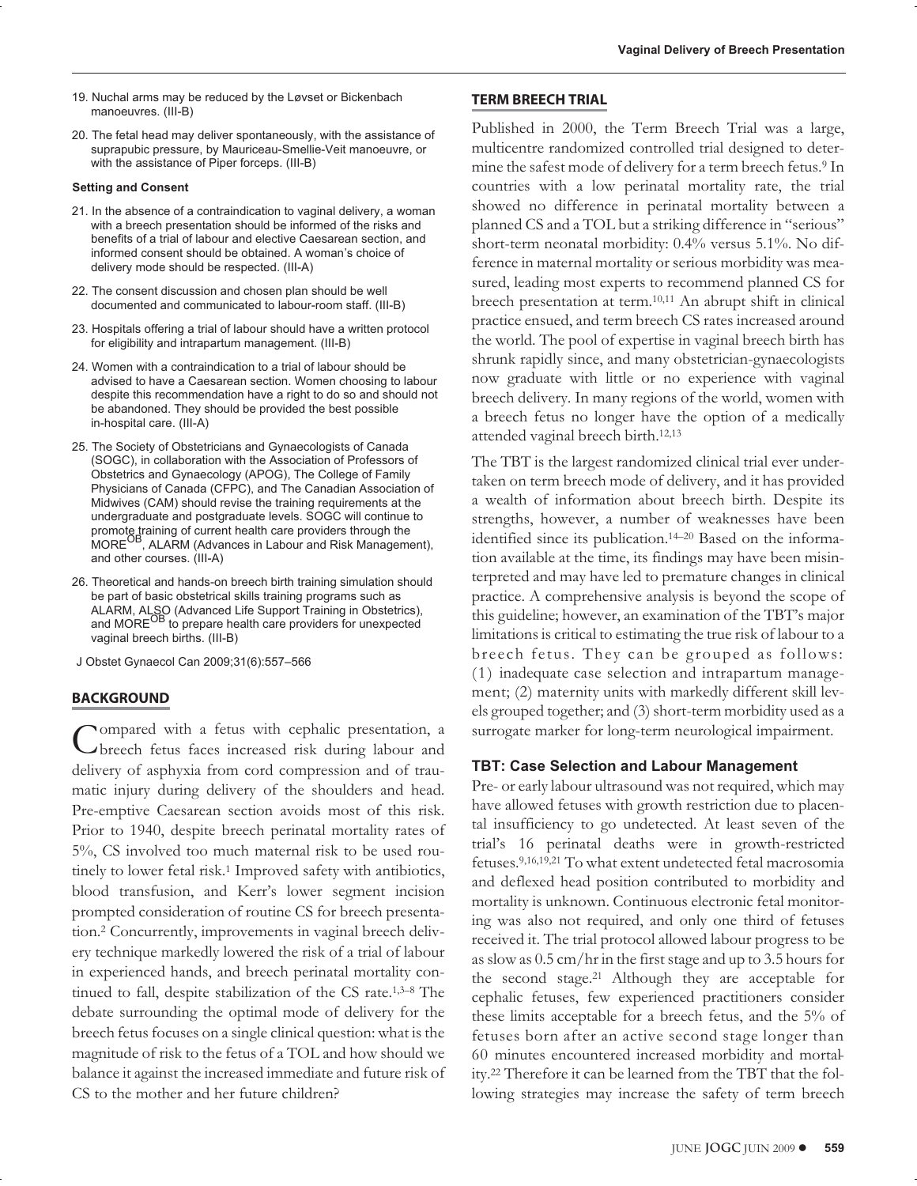19. Nuchal arms may be reduced by the Løvset or Bickenbach manoeuvres. (III-B)

20. The fetal head may deliver spontaneously, with the assistance of suprapubic pressure, by Mauriceau-Smellie-Veit manoeuvre, or with the assistance of Piper forceps. (III-B)

**Setting and Consent**

21. In the absence of a contraindication to vaginal delivery, a woman with a breech presentation should be informed of the risks and benefits of a trial of labour and elective Caesarean section, and informed consent should be obtained. A woman's choice of delivery mode should be respected. (III-A)

22. The consent discussion and chosen plan should be well documented and communicated to labour-room staff. (III-B)

23. Hospitals offering a trial of labour should have a written protocol for eligibility and intrapartum management. (III-B)

24. Women with a contraindication to a trial of labour should be advised to have a Caesarean section. Women choosing to labour despite this recommendation have a right to do so and should not be abandoned. They should be provided the best possible in-hospital care. (III-A)

25. The Society of Obstetricians and Gynaecologists of Canada (SOGC), in collaboration with the Association of Professors of Obstetrics and Gynaecology (APOG), The College of Family Physicians of Canada (CFPC), and The Canadian Association of Midwives (CAM) should revise the training requirements at the undergraduate and postgraduate levels. SOGC will continue to promote training of current health care providers through the MORE^OB, ALARM (Advances in Labour and Risk Management), and other courses. (III-A)

26. Theoretical and hands-on breech birth training simulation should be part of basic obstetrical skills training programs such as ALARM, ALSO (Advanced Life Support Training in Obstetrics), and MORE^OB to prepare health care providers for unexpected vaginal breech births. (III-B)

J Obstet Gynaecol Can 2009;31(6):557–566

## BACKGROUND

Compared with a fetus with cephalic presentation, a breech fetus faces increased risk during labour and delivery of asphyxia from cord compression and of traumatic injury during delivery of the shoulders and head. Pre-emptive Caesarean section avoids most of this risk. Prior to 1940, despite breech perinatal mortality rates of 5%, CS involved too much maternal risk to be used routinely to lower fetal risk.[1] Improved safety with antibiotics, blood transfusion, and Kerr's lower segment incision prompted consideration of routine CS for breech presentation.[2] Concurrently, improvements in vaginal breech delivery technique markedly lowered the risk of a trial of labour in experienced hands, and breech perinatal mortality continued to fall, despite stabilization of the CS rate.[1,3–8] The debate surrounding the optimal mode of delivery for the breech fetus focuses on a single clinical question: what is the magnitude of risk to the fetus of a TOL and how should we balance it against the increased immediate and future risk of CS to the mother and her future children?

## TERM BREECH TRIAL

Published in 2000, the Term Breech Trial was a large, multicentre randomized controlled trial designed to determine the safest mode of delivery for a term breech fetus.[9] In countries with a low perinatal mortality rate, the trial showed no difference in perinatal mortality between a planned CS and a TOL but a striking difference in "serious" short-term neonatal morbidity: 0.4% versus 5.1%. No difference in maternal mortality or serious morbidity was measured, leading most experts to recommend planned CS for breech presentation at term.[10,11] An abrupt shift in clinical practice ensued, and term breech CS rates increased around the world. The pool of expertise in vaginal breech birth has shrunk rapidly since, and many obstetrician-gynaecologists now graduate with little or no experience with vaginal breech delivery. In many regions of the world, women with a breech fetus no longer have the option of a medically attended vaginal breech birth.[12,13]

The TBT is the largest randomized clinical trial ever undertaken on term breech mode of delivery, and it has provided a wealth of information about breech birth. Despite its strengths, however, a number of weaknesses have been identified since its publication.[14–20] Based on the information available at the time, its findings may have been misinterpreted and may have led to premature changes in clinical practice. A comprehensive analysis is beyond the scope of this guideline; however, an examination of the TBT's major limitations is critical to estimating the true risk of labour to a breech fetus. They can be grouped as follows: (1) inadequate case selection and intrapartum management; (2) maternity units with markedly different skill levels grouped together; and (3) short-term morbidity used as a surrogate marker for long-term neurological impairment.

### TBT: Case Selection and Labour Management

Pre- or early labour ultrasound was not required, which may have allowed fetuses with growth restriction due to placental insufficiency to go undetected. At least seven of the trial's 16 perinatal deaths were in growth-restricted fetuses.[9,16,19,21] To what extent undetected fetal macrosomia and deflexed head position contributed to morbidity and mortality is unknown. Continuous electronic fetal monitoring was also not required, and only one third of fetuses received it. The trial protocol allowed labour progress to be as slow as 0.5 cm/hr in the first stage and up to 3.5 hours for the second stage.[21] Although they are acceptable for cephalic fetuses, few experienced practitioners consider these limits acceptable for a breech fetus, and the 5% of fetuses born after an active second stage longer than 60 minutes encountered increased morbidity and mortality.[22] Therefore it can be learned from the TBT that the following strategies may increase the safety of term breech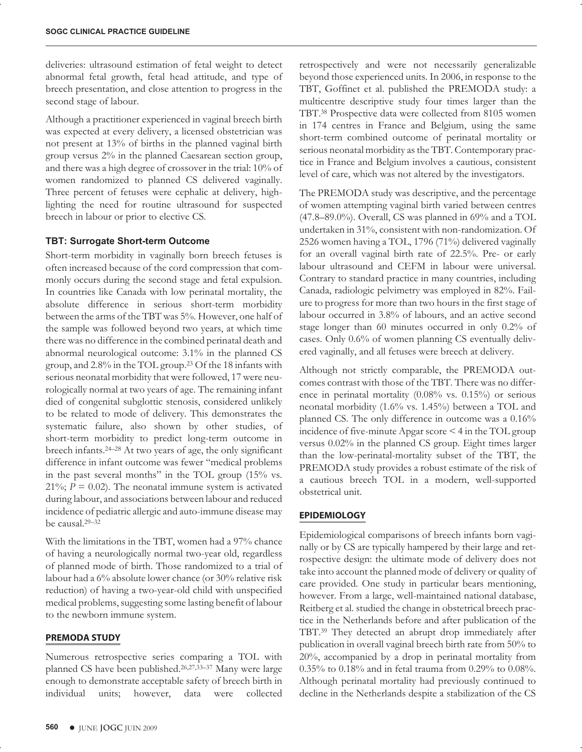deliveries: ultrasound estimation of fetal weight to detect abnormal fetal growth, fetal head attitude, and type of breech presentation, and close attention to progress in the second stage of labour.

Although a practitioner experienced in vaginal breech birth was expected at every delivery, a licensed obstetrician was not present at 13% of births in the planned vaginal birth group versus 2% in the planned Caesarean section group, and there was a high degree of crossover in the trial: 10% of women randomized to planned CS delivered vaginally. Three percent of fetuses were cephalic at delivery, highlighting the need for routine ultrasound for suspected breech in labour or prior to elective CS.

### TBT: Surrogate Short-term Outcome

Short-term morbidity in vaginally born breech fetuses is often increased because of the cord compression that commonly occurs during the second stage and fetal expulsion. In countries like Canada with low perinatal mortality, the absolute difference in serious short-term morbidity between the arms of the TBT was 5%. However, one half of the sample was followed beyond two years, at which time there was no difference in the combined perinatal death and abnormal neurological outcome: 3.1% in the planned CS group, and 2.8% in the TOL group.[23] Of the 18 infants with serious neonatal morbidity that were followed, 17 were neurologically normal at two years of age. The remaining infant died of congenital subglottic stenosis, considered unlikely to be related to mode of delivery. This demonstrates the systematic failure, also shown by other studies, of short-term morbidity to predict long-term outcome in breech infants.[24–28] At two years of age, the only significant difference in infant outcome was fewer "medical problems in the past several months" in the TOL group (15% vs. 21%; $P = 0.02$). The neonatal immune system is activated during labour, and associations between labour and reduced incidence of pediatric allergic and auto-immune disease may be causal.[29–32]

With the limitations in the TBT, women had a 97% chance of having a neurologically normal two-year old, regardless of planned mode of birth. Those randomized to a trial of labour had a 6% absolute lower chance (or 30% relative risk reduction) of having a two-year-old child with unspecified medical problems, suggesting some lasting benefit of labour to the newborn immune system.

## PREMODA STUDY

Numerous retrospective series comparing a TOL with planned CS have been published.[26,27,33–37] Many were large enough to demonstrate acceptable safety of breech birth in individual units; however, data were collected retrospectively and were not necessarily generalizable beyond those experienced units. In 2006, in response to the TBT, Goffinet et al. published the PREMODA study: a multicentre descriptive study four times larger than the TBT.[38] Prospective data were collected from 8105 women in 174 centres in France and Belgium, using the same short-term combined outcome of perinatal mortality or serious neonatal morbidity as the TBT. Contemporary practice in France and Belgium involves a cautious, consistent level of care, which was not altered by the investigators.

The PREMODA study was descriptive, and the percentage of women attempting vaginal birth varied between centres (47.8–89.0%). Overall, CS was planned in 69% and a TOL undertaken in 31%, consistent with non-randomization. Of 2526 women having a TOL, 1796 (71%) delivered vaginally for an overall vaginal birth rate of 22.5%. Pre- or early labour ultrasound and CEFM in labour were universal. Contrary to standard practice in many countries, including Canada, radiologic pelvimetry was employed in 82%. Failure to progress for more than two hours in the first stage of labour occurred in 3.8% of labours, and an active second stage longer than 60 minutes occurred in only 0.2% of cases. Only 0.6% of women planning CS eventually delivered vaginally, and all fetuses were breech at delivery.

Although not strictly comparable, the PREMODA outcomes contrast with those of the TBT. There was no difference in perinatal mortality (0.08% vs. 0.15%) or serious neonatal morbidity (1.6% vs. 1.45%) between a TOL and planned CS. The only difference in outcome was a 0.16% incidence of five-minute Apgar score < 4 in the TOL group versus 0.02% in the planned CS group. Eight times larger than the low-perinatal-mortality subset of the TBT, the PREMODA study provides a robust estimate of the risk of a cautious breech TOL in a modern, well-supported obstetrical unit.

## EPIDEMIOLOGY

Epidemiological comparisons of breech infants born vaginally or by CS are typically hampered by their large and retrospective design: the ultimate mode of delivery does not take into account the planned mode of delivery or quality of care provided. One study in particular bears mentioning, however. From a large, well-maintained national database, Reitberg et al. studied the change in obstetrical breech practice in the Netherlands before and after publication of the TBT.[39] They detected an abrupt drop immediately after publication in overall vaginal breech birth rate from 50% to 20%, accompanied by a drop in perinatal mortality from 0.35% to 0.18% and in fetal trauma from 0.29% to 0.08%. Although perinatal mortality had previously continued to decline in the Netherlands despite a stabilization of the CS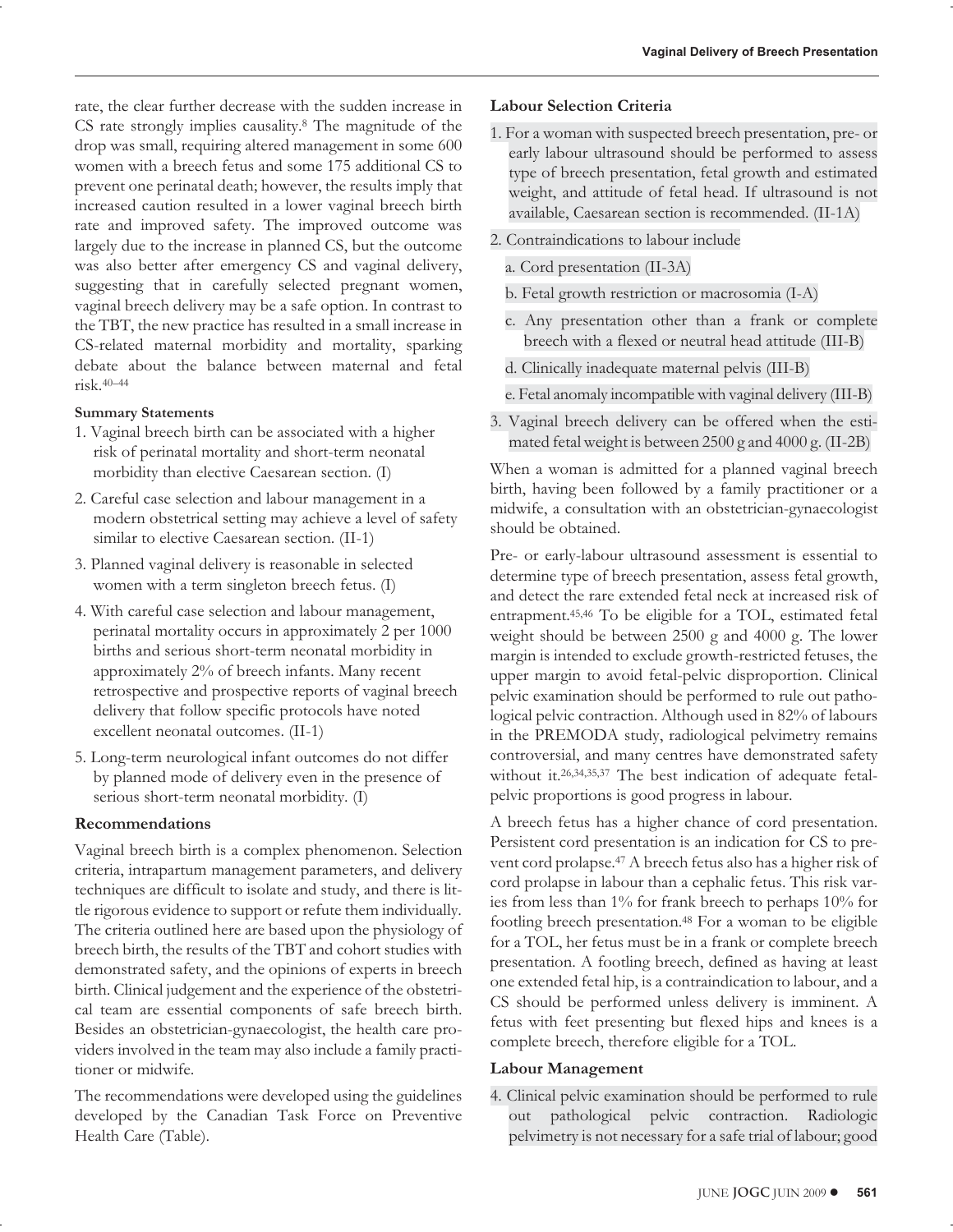rate, the clear further decrease with the sudden increase in CS rate strongly implies causality.[8] The magnitude of the drop was small, requiring altered management in some 600 women with a breech fetus and some 175 additional CS to prevent one perinatal death; however, the results imply that increased caution resulted in a lower vaginal breech birth rate and improved safety. The improved outcome was largely due to the increase in planned CS, but the outcome was also better after emergency CS and vaginal delivery, suggesting that in carefully selected pregnant women, vaginal breech delivery may be a safe option. In contrast to the TBT, the new practice has resulted in a small increase in CS-related maternal morbidity and mortality, sparking debate about the balance between maternal and fetal risk.[40–44]

#### Summary Statements

1. Vaginal breech birth can be associated with a higher risk of perinatal mortality and short-term neonatal morbidity than elective Caesarean section. (I)
2. Careful case selection and labour management in a modern obstetrical setting may achieve a level of safety similar to elective Caesarean section. (II-1)
3. Planned vaginal delivery is reasonable in selected women with a term singleton breech fetus. (I)
4. With careful case selection and labour management, perinatal mortality occurs in approximately 2 per 1000 births and serious short-term neonatal morbidity in approximately 2% of breech infants. Many recent retrospective and prospective reports of vaginal breech delivery that follow specific protocols have noted excellent neonatal outcomes. (II-1)
5. Long-term neurological infant outcomes do not differ by planned mode of delivery even in the presence of serious short-term neonatal morbidity. (I)

### Recommendations

Vaginal breech birth is a complex phenomenon. Selection criteria, intrapartum management parameters, and delivery techniques are difficult to isolate and study, and there is little rigorous evidence to support or refute them individually. The criteria outlined here are based upon the physiology of breech birth, the results of the TBT and cohort studies with demonstrated safety, and the opinions of experts in breech birth. Clinical judgement and the experience of the obstetrical team are essential components of safe breech birth. Besides an obstetrician-gynaecologist, the health care providers involved in the team may also include a family practitioner or midwife.

The recommendations were developed using the guidelines developed by the Canadian Task Force on Preventive Health Care (Table).

### Labour Selection Criteria

1. For a woman with suspected breech presentation, pre- or early labour ultrasound should be performed to assess type of breech presentation, fetal growth and estimated weight, and attitude of fetal head. If ultrasound is not available, Caesarean section is recommended. (II-1A)
2. Contraindications to labour include
   a. Cord presentation (II-3A)
   b. Fetal growth restriction or macrosomia (I-A)
   c. Any presentation other than a frank or complete breech with a flexed or neutral head attitude (III-B)
   d. Clinically inadequate maternal pelvis (III-B)
   e. Fetal anomaly incompatible with vaginal delivery (III-B)
3. Vaginal breech delivery can be offered when the estimated fetal weight is between 2500 g and 4000 g. (II-2B)

When a woman is admitted for a planned vaginal breech birth, having been followed by a family practitioner or a midwife, a consultation with an obstetrician-gynaecologist should be obtained.

Pre- or early-labour ultrasound assessment is essential to determine type of breech presentation, assess fetal growth, and detect the rare extended fetal neck at increased risk of entrapment.[45,46] To be eligible for a TOL, estimated fetal weight should be between 2500 g and 4000 g. The lower margin is intended to exclude growth-restricted fetuses, the upper margin to avoid fetal-pelvic disproportion. Clinical pelvic examination should be performed to rule out pathological pelvic contraction. Although used in 82% of labours in the PREMODA study, radiological pelvimetry remains controversial, and many centres have demonstrated safety without it.[26,34,35,37] The best indication of adequate fetal-pelvic proportions is good progress in labour.

A breech fetus has a higher chance of cord presentation. Persistent cord presentation is an indication for CS to prevent cord prolapse.[47] A breech fetus also has a higher risk of cord prolapse in labour than a cephalic fetus. This risk varies from less than 1% for frank breech to perhaps 10% for footling breech presentation.[48] For a woman to be eligible for a TOL, her fetus must be in a frank or complete breech presentation. A footling breech, defined as having at least one extended fetal hip, is a contraindication to labour, and a CS should be performed unless delivery is imminent. A fetus with feet presenting but flexed hips and knees is a complete breech, therefore eligible for a TOL.

### Labour Management

4. Clinical pelvic examination should be performed to rule out pathological pelvic contraction. Radiologic pelvimetry is not necessary for a safe trial of labour; good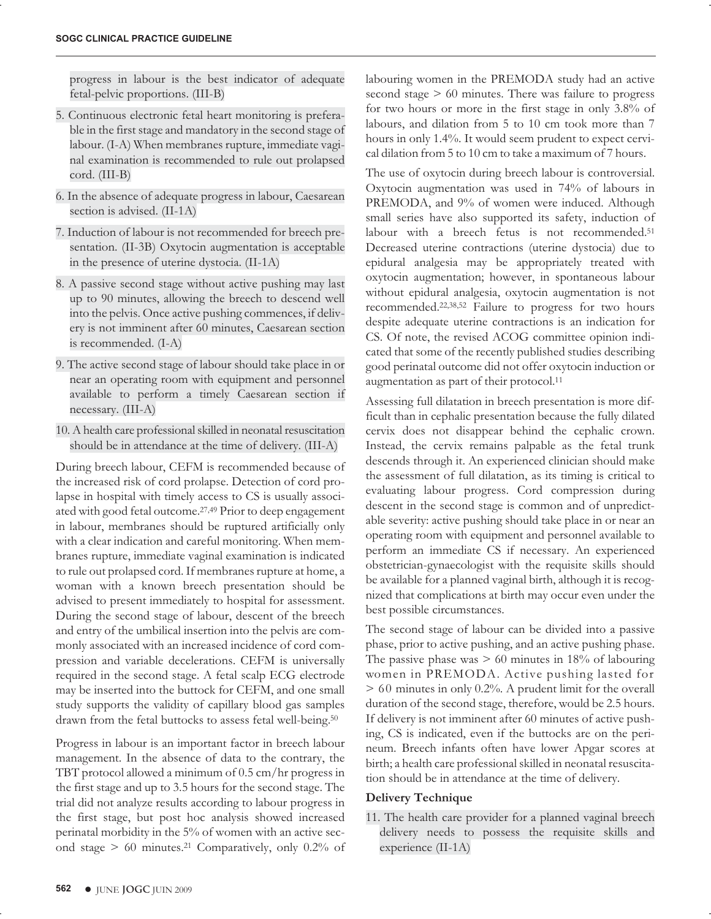progress in labour is the best indicator of adequate fetal-pelvic proportions. (III-B)

5. Continuous electronic fetal heart monitoring is preferable in the first stage and mandatory in the second stage of labour. (I-A) When membranes rupture, immediate vaginal examination is recommended to rule out prolapsed cord. (III-B)

6. In the absence of adequate progress in labour, Caesarean section is advised. (II-1A)

7. Induction of labour is not recommended for breech presentation. (II-3B) Oxytocin augmentation is acceptable in the presence of uterine dystocia. (II-1A)

8. A passive second stage without active pushing may last up to 90 minutes, allowing the breech to descend well into the pelvis. Once active pushing commences, if delivery is not imminent after 60 minutes, Caesarean section is recommended. (I-A)

9. The active second stage of labour should take place in or near an operating room with equipment and personnel available to perform a timely Caesarean section if necessary. (III-A)

10. A health care professional skilled in neonatal resuscitation should be in attendance at the time of delivery. (III-A)

During breech labour, CEFM is recommended because of the increased risk of cord prolapse. Detection of cord prolapse in hospital with timely access to CS is usually associated with good fetal outcome.[27,49] Prior to deep engagement in labour, membranes should be ruptured artificially only with a clear indication and careful monitoring. When membranes rupture, immediate vaginal examination is indicated to rule out prolapsed cord. If membranes rupture at home, a woman with a known breech presentation should be advised to present immediately to hospital for assessment. During the second stage of labour, descent of the breech and entry of the umbilical insertion into the pelvis are commonly associated with an increased incidence of cord compression and variable decelerations. CEFM is universally required in the second stage. A fetal scalp ECG electrode may be inserted into the buttock for CEFM, and one small study supports the validity of capillary blood gas samples drawn from the fetal buttocks to assess fetal well-being.[50]

Progress in labour is an important factor in breech labour management. In the absence of data to the contrary, the TBT protocol allowed a minimum of 0.5 cm/hr progress in the first stage and up to 3.5 hours for the second stage. The trial did not analyze results according to labour progress in the first stage, but post hoc analysis showed increased perinatal morbidity in the 5% of women with an active second stage > 60 minutes.[21] Comparatively, only 0.2% of labouring women in the PREMODA study had an active second stage > 60 minutes. There was failure to progress for two hours or more in the first stage in only 3.8% of labours, and dilation from 5 to 10 cm took more than 7 hours in only 1.4%. It would seem prudent to expect cervical dilation from 5 to 10 cm to take a maximum of 7 hours.

The use of oxytocin during breech labour is controversial. Oxytocin augmentation was used in 74% of labours in PREMODA, and 9% of women were induced. Although small series have also supported its safety, induction of labour with a breech fetus is not recommended.[51] Decreased uterine contractions (uterine dystocia) due to epidural analgesia may be appropriately treated with oxytocin augmentation; however, in spontaneous labour without epidural analgesia, oxytocin augmentation is not recommended.[22,38,52] Failure to progress for two hours despite adequate uterine contractions is an indication for CS. Of note, the revised ACOG committee opinion indicated that some of the recently published studies describing good perinatal outcome did not offer oxytocin induction or augmentation as part of their protocol.[11]

Assessing full dilatation in breech presentation is more difficult than in cephalic presentation because the fully dilated cervix does not disappear behind the cephalic crown. Instead, the cervix remains palpable as the fetal trunk descends through it. An experienced clinician should make the assessment of full dilatation, as its timing is critical to evaluating labour progress. Cord compression during descent in the second stage is common and of unpredictable severity: active pushing should take place in or near an operating room with equipment and personnel available to perform an immediate CS if necessary. An experienced obstetrician-gynaecologist with the requisite skills should be available for a planned vaginal birth, although it is recognized that complications at birth may occur even under the best possible circumstances.

The second stage of labour can be divided into a passive phase, prior to active pushing, and an active pushing phase. The passive phase was > 60 minutes in 18% of labouring women in PREMODA. Active pushing lasted for > 60 minutes in only 0.2%. A prudent limit for the overall duration of the second stage, therefore, would be 2.5 hours. If delivery is not imminent after 60 minutes of active pushing, CS is indicated, even if the buttocks are on the perineum. Breech infants often have lower Apgar scores at birth; a health care professional skilled in neonatal resuscitation should be in attendance at the time of delivery.

### Delivery Technique

11. The health care provider for a planned vaginal breech delivery needs to possess the requisite skills and experience (II-1A)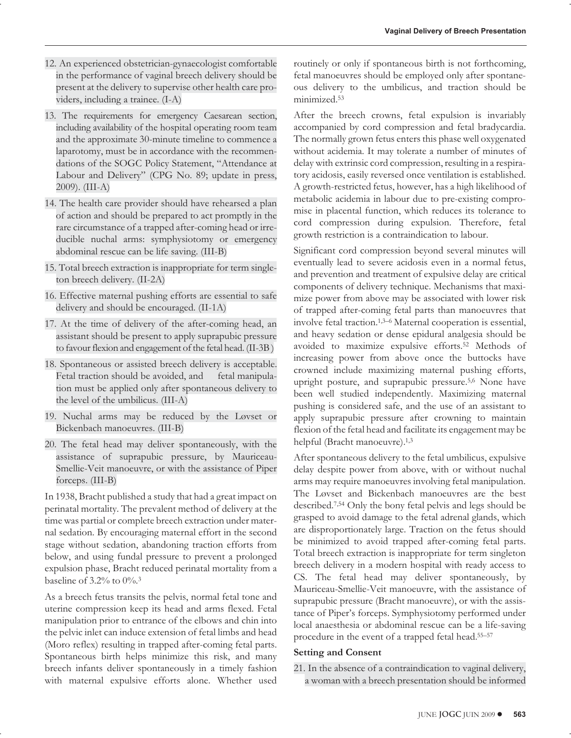12. An experienced obstetrician-gynaecologist comfortable in the performance of vaginal breech delivery should be present at the delivery to supervise other health care providers, including a trainee. (I-A)

13. The requirements for emergency Caesarean section, including availability of the hospital operating room team and the approximate 30-minute timeline to commence a laparotomy, must be in accordance with the recommendations of the SOGC Policy Statement, "Attendance at Labour and Delivery" (CPG No. 89; update in press, 2009). (III-A)

14. The health care provider should have rehearsed a plan of action and should be prepared to act promptly in the rare circumstance of a trapped after-coming head or irreducible nuchal arms: symphysiotomy or emergency abdominal rescue can be life saving. (III-B)

15. Total breech extraction is inappropriate for term singleton breech delivery. (II-2A)

16. Effective maternal pushing efforts are essential to safe delivery and should be encouraged. (II-1A)

17. At the time of delivery of the after-coming head, an assistant should be present to apply suprapubic pressure to favour flexion and engagement of the fetal head. (II-3B)

18. Spontaneous or assisted breech delivery is acceptable. Fetal traction should be avoided, and fetal manipulation must be applied only after spontaneous delivery to the level of the umbilicus. (III-A)

19. Nuchal arms may be reduced by the Løvset or Bickenbach manoeuvres. (III-B)

20. The fetal head may deliver spontaneously, with the assistance of suprapubic pressure, by Mauriceau-Smellie-Veit manoeuvre, or with the assistance of Piper forceps. (III-B)

In 1938, Bracht published a study that had a great impact on perinatal mortality. The prevalent method of delivery at the time was partial or complete breech extraction under maternal sedation. By encouraging maternal effort in the second stage without sedation, abandoning traction efforts from below, and using fundal pressure to prevent a prolonged expulsion phase, Bracht reduced perinatal mortality from a baseline of 3.2% to 0%.[3]

As a breech fetus transits the pelvis, normal fetal tone and uterine compression keep its head and arms flexed. Fetal manipulation prior to entrance of the elbows and chin into the pelvic inlet can induce extension of fetal limbs and head (Moro reflex) resulting in trapped after-coming fetal parts. Spontaneous birth helps minimize this risk, and many breech infants deliver spontaneously in a timely fashion with maternal expulsive efforts alone. Whether used routinely or only if spontaneous birth is not forthcoming, fetal manoeuvres should be employed only after spontaneous delivery to the umbilicus, and traction should be minimized.[53]

After the breech crowns, fetal expulsion is invariably accompanied by cord compression and fetal bradycardia. The normally grown fetus enters this phase well oxygenated without acidemia. It may tolerate a number of minutes of delay with extrinsic cord compression, resulting in a respiratory acidosis, easily reversed once ventilation is established. A growth-restricted fetus, however, has a high likelihood of metabolic acidemia in labour due to pre-existing compromise in placental function, which reduces its tolerance to cord compression during expulsion. Therefore, fetal growth restriction is a contraindication to labour.

Significant cord compression beyond several minutes will eventually lead to severe acidosis even in a normal fetus, and prevention and treatment of expulsive delay are critical components of delivery technique. Mechanisms that maximize power from above may be associated with lower risk of trapped after-coming fetal parts than manoeuvres that involve fetal traction.[1,3–6] Maternal cooperation is essential, and heavy sedation or dense epidural analgesia should be avoided to maximize expulsive efforts.[52] Methods of increasing power from above once the buttocks have crowned include maximizing maternal pushing efforts, upright posture, and suprapubic pressure.[5,6] None have been well studied independently. Maximizing maternal pushing is considered safe, and the use of an assistant to apply suprapubic pressure after crowning to maintain flexion of the fetal head and facilitate its engagement may be helpful (Bracht manoeuvre).[1,3]

After spontaneous delivery to the fetal umbilicus, expulsive delay despite power from above, with or without nuchal arms may require manoeuvres involving fetal manipulation. The Løvset and Bickenbach manoeuvres are the best described.[7,54] Only the bony fetal pelvis and legs should be grasped to avoid damage to the fetal adrenal glands, which are disproportionately large. Traction on the fetus should be minimized to avoid trapped after-coming fetal parts. Total breech extraction is inappropriate for term singleton breech delivery in a modern hospital with ready access to CS. The fetal head may deliver spontaneously, by Mauriceau-Smellie-Veit manoeuvre, with the assistance of suprapubic pressure (Bracht manoeuvre), or with the assistance of Piper's forceps. Symphysiotomy performed under local anaesthesia or abdominal rescue can be a life-saving procedure in the event of a trapped fetal head.[55–57]

### Setting and Consent

21. In the absence of a contraindication to vaginal delivery, a woman with a breech presentation should be informed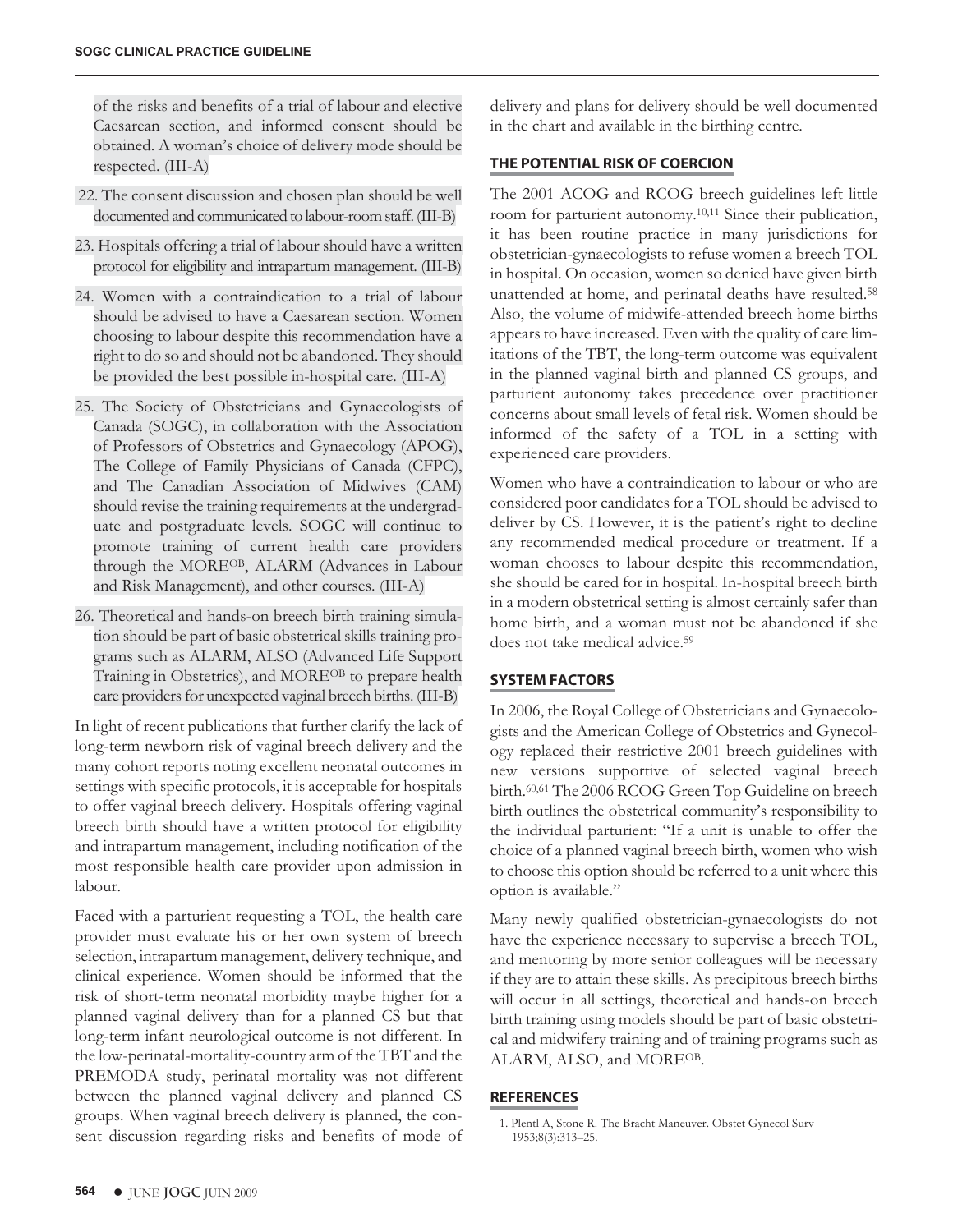of the risks and benefits of a trial of labour and elective Caesarean section, and informed consent should be obtained. A woman's choice of delivery mode should be respected. (III-A)

22. The consent discussion and chosen plan should be well documented and communicated to labour-room staff. (III-B)

23. Hospitals offering a trial of labour should have a written protocol for eligibility and intrapartum management. (III-B)

24. Women with a contraindication to a trial of labour should be advised to have a Caesarean section. Women choosing to labour despite this recommendation have a right to do so and should not be abandoned. They should be provided the best possible in-hospital care. (III-A)

25. The Society of Obstetricians and Gynaecologists of Canada (SOGC), in collaboration with the Association of Professors of Obstetrics and Gynaecology (APOG), The College of Family Physicians of Canada (CFPC), and The Canadian Association of Midwives (CAM) should revise the training requirements at the undergraduate and postgraduate levels. SOGC will continue to promote training of current health care providers through the MORE$^{OB}$, ALARM (Advances in Labour and Risk Management), and other courses. (III-A)

26. Theoretical and hands-on breech birth training simulation should be part of basic obstetrical skills training programs such as ALARM, ALSO (Advanced Life Support Training in Obstetrics), and MORE$^{OB}$ to prepare health care providers for unexpected vaginal breech births. (III-B)

In light of recent publications that further clarify the lack of long-term newborn risk of vaginal breech delivery and the many cohort reports noting excellent neonatal outcomes in settings with specific protocols, it is acceptable for hospitals to offer vaginal breech delivery. Hospitals offering vaginal breech birth should have a written protocol for eligibility and intrapartum management, including notification of the most responsible health care provider upon admission in labour.

Faced with a parturient requesting a TOL, the health care provider must evaluate his or her own system of breech selection, intrapartum management, delivery technique, and clinical experience. Women should be informed that the risk of short-term neonatal morbidity maybe higher for a planned vaginal delivery than for a planned CS but that long-term infant neurological outcome is not different. In the low-perinatal-mortality-country arm of the TBT and the PREMODA study, perinatal mortality was not different between the planned vaginal delivery and planned CS groups. When vaginal breech delivery is planned, the consent discussion regarding risks and benefits of mode of delivery and plans for delivery should be well documented in the chart and available in the birthing centre.

## THE POTENTIAL RISK OF COERCION

The 2001 ACOG and RCOG breech guidelines left little room for parturient autonomy.[10,11] Since their publication, it has been routine practice in many jurisdictions for obstetrician-gynaecologists to refuse women a breech TOL in hospital. On occasion, women so denied have given birth unattended at home, and perinatal deaths have resulted.[58] Also, the volume of midwife-attended breech home births appears to have increased. Even with the quality of care limitations of the TBT, the long-term outcome was equivalent in the planned vaginal birth and planned CS groups, and parturient autonomy takes precedence over practitioner concerns about small levels of fetal risk. Women should be informed of the safety of a TOL in a setting with experienced care providers.

Women who have a contraindication to labour or who are considered poor candidates for a TOL should be advised to deliver by CS. However, it is the patient's right to decline any recommended medical procedure or treatment. If a woman chooses to labour despite this recommendation, she should be cared for in hospital. In-hospital breech birth in a modern obstetrical setting is almost certainly safer than home birth, and a woman must not be abandoned if she does not take medical advice.[59]

## SYSTEM FACTORS

In 2006, the Royal College of Obstetricians and Gynaecologists and the American College of Obstetrics and Gynecology replaced their restrictive 2001 breech guidelines with new versions supportive of selected vaginal breech birth.[60,61] The 2006 RCOG Green Top Guideline on breech birth outlines the obstetrical community's responsibility to the individual parturient: "If a unit is unable to offer the choice of a planned vaginal breech birth, women who wish to choose this option should be referred to a unit where this option is available."

Many newly qualified obstetrician-gynaecologists do not have the experience necessary to supervise a breech TOL, and mentoring by more senior colleagues will be necessary if they are to attain these skills. As precipitous breech births will occur in all settings, theoretical and hands-on breech birth training using models should be part of basic obstetrical and midwifery training and of training programs such as ALARM, ALSO, and MORE$^{OB}$.

## REFERENCES

1. Plentl A, Stone R. The Bracht Maneuver. Obstet Gynecol Surv 1953;8(3):313–25.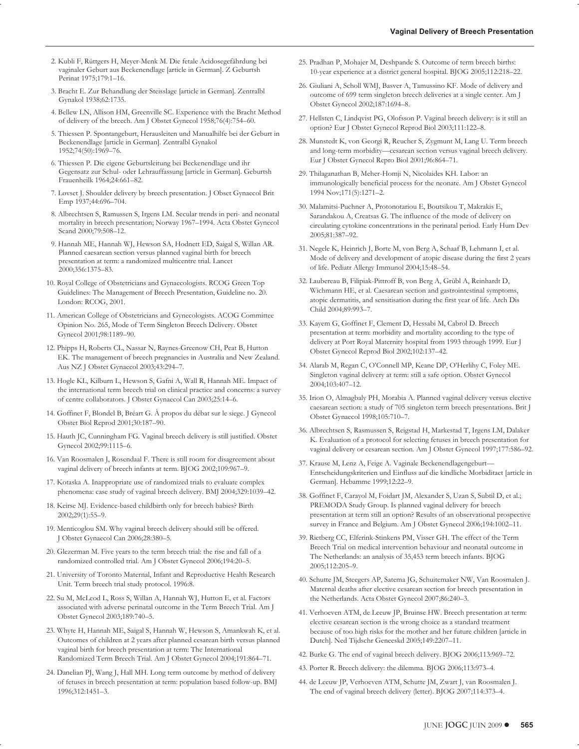2. Kubli F, Rüttgers H, Meyer-Menk M. Die fetale Acidosegefährdung bei vaginaler Geburt aus Beckenendlage [article in German]. Z Geburtsh Perinat 1975;179:1–16.
3. Bracht E. Zur Behandlung der Steisslage [article in German]. Zentralbl Gynakol 1938;62:1735.
4. Bellew LN, Allison HM, Greenville SC. Experience with the Bracht Method of delivery of the breech. Am J Obstet Gynecol 1958;76(4):754–60.
5. Thiessen P. Spontangeburt, Herausleiten und Manualhilfe bei der Geburt in Beckenendlage [article in German]. Zentralbl Gynakol 1952;74(50):1969–76.
6. Thiessen P. Die eigene Geburtsleitung bei Beckenendlage und ihr Gegensatz zur Schul- oder Lehrauffassung [article in German]. Geburtsh Frauenheilk 1964;24:661–82.
7. Løvset J. Shoulder delivery by breech presentation. J Obset Gynaecol Brit Emp 1937;44:696–704.
8. Albrechtsen S, Ramussen S, Irgens LM. Secular trends in peri- and neonatal mortality in breech presentation; Norway 1967–1994. Acta Obstet Gynecol Scand 2000;79:508–12.
9. Hannah ME, Hannah WJ, Hewson SA, Hodnett ED, Saigal S, Willan AR. Planned caesarean section versus planned vaginal birth for breech presentation at term: a randomized multicentre trial. Lancet 2000;356:1375–83.
10. Royal College of Obstetricians and Gynaecologists. RCOG Green Top Guidelines: The Management of Breech Presentation, Guideline no. 20. London: RCOG, 2001.
11. American College of Obstetricians and Gynecologists. ACOG Committee Opinion No. 265, Mode of Term Singleton Breech Delivery. Obstet Gynecol 2001;98:1189–90.
12. Phipps H, Roberts CL, Nassar N, Raynes-Greenow CH, Peat B, Hutton EK. The management of breech pregnancies in Australia and New Zealand. Aus NZ J Obstet Gynaecol 2003;43:294–7.
13. Hogle KL, Kilburn L, Hewson S, Gafni A, Wall R, Hannah ME. Impact of the international term breech trial on clinical practice and concerns: a survey of centre collaborators. J Obstet Gynaecol Can 2003;25:14–6.
14. Goffinet F, Blondel B, Bréart G. À propos du débat sur le siege. J Gynecol Obstet Biol Reprod 2001;30:187–90.
15. Hauth JC, Cunningham FG. Vaginal breech delivery is still justified. Obstet Gynecol 2002;99:1115–6.
16. Van Roosmalen J, Rosendaal F. There is still room for disagreement about vaginal delivery of breech infants at term. BJOG 2002;109:967–9.
17. Kotaska A. Inappropriate use of randomized trials to evaluate complex phenomena: case study of vaginal breech delivery. BMJ 2004;329:1039–42.
18. Keirse MJ. Evidence-based childbirth only for breech babies? Birth 2002;29(1):55–9.
19. Menticoglou SM. Why vaginal breech delivery should still be offered. J Obstet Gynaecol Can 2006;28:380–5.
20. Glezerman M. Five years to the term breech trial: the rise and fall of a randomized controlled trial. Am J Obstet Gynecol 2006;194:20–5.
21. University of Toronto Maternal, Infant and Reproductive Health Research Unit. Term breech trial study protocol. 1996:8.
22. Su M, McLeod L, Ross S, Willan A, Hannah WJ, Hutton E, et al. Factors associated with adverse perinatal outcome in the Term Breech Trial. Am J Obstet Gynecol 2003;189:740–5.
23. Whyte H, Hannah ME, Saigal S, Hannah W, Hewson S, Amankwah K, et al. Outcomes of children at 2 years after planned cesarean birth versus planned vaginal birth for breech presentation at term: The International Randomized Term Breech Trial. Am J Obstet Gynecol 2004;191:864–71.
24. Danelian PJ, Wang J, Hall MH. Long term outcome by method of delivery of fetuses in breech presentation at term: population based follow-up. BMJ 1996;312:1451–3.
25. Pradhan P, Mohajer M, Deshpande S. Outcome of term breech births: 10-year experience at a district general hospital. BJOG 2005;112:218–22.
26. Giuliani A, Scholl WMJ, Basver A, Tamussino KF. Mode of delivery and outcome of 699 term singleton breech deliveries at a single center. Am J Obstet Gynecol 2002;187:1694–8.
27. Hellsten C, Lindqvist PG, Olofsson P. Vaginal breech delivery: is it still an option? Eur J Obstet Gynecol Reprod Biol 2003;111:122–8.
28. Munstedt K, von Georgi R, Reucher S, Zygmunt M, Lang U. Term breech and long-term morbidity—cesarean section versus vaginal breech delivery. Eur J Obstet Gynecol Repro Biol 2001;96:864–71.
29. Thilaganathan B, Meher-Homji N, Nicolaides KH. Labor: an immunologically beneficial process for the neonate. Am J Obstet Gynecol 1994 Nov;171(5):1271–2.
30. Malamitsi-Puchner A, Protonotariou E, Boutsikou T, Makrakis E, Sarandakou A, Creatsas G. The influence of the mode of delivery on circulating cytokine concentrations in the perinatal period. Early Hum Dev 2005;81:387–92.
31. Negele K, Heinrich J, Borte M, von Berg A, Schaaf B, Lehmann I, et al. Mode of delivery and development of atopic disease during the first 2 years of life. Pediatr Allergy Immunol 2004;15:48–54.
32. Laubereau B, Filipiak-Pittroff B, von Berg A, Grübl A, Reinhardt D, Wichmann HE, et al. Caesarean section and gastrointestinal symptoms, atopic dermatitis, and sensitisation during the first year of life. Arch Dis Child 2004;89:993–7.
33. Kayem G, Goffinet F, Clement D, Hessabi M, Cabrol D. Breech presentation at term: morbidity and mortality according to the type of delivery at Port Royal Maternity hospital from 1993 through 1999. Eur J Obstet Gynecol Reprod Biol 2002;102:137–42.
34. Alarab M, Regan C, O'Connell MP, Keane DP, O'Herlihy C, Foley ME. Singleton vaginal delivery at term: still a safe option. Obstet Gynecol 2004;103:407–12.
35. Irion O, Almagbaly PH, Morabia A. Planned vaginal delivery versus elective caesarean section: a study of 705 singleton term breech presentations. Brit J Obstet Gynaecol 1998;105:710–7.
36. Albrechtsen S, Rasmussen S, Reigstad H, Markestad T, Irgens LM, Dalaker K. Evaluation of a protocol for selecting fetuses in breech presentation for vaginal delivery or cesarean section. Am J Obstet Gynecol 1997;177:586–92.
37. Krause M, Lenz A, Feige A. Vaginale Beckenendlagengeburt—Entscheidungskriterien und Einfluss auf die kindliche Morbiditaet [article in German]. Hebamme 1999;12:22–9.
38. Goffinet F, Carayol M, Foidart JM, Alexander S, Uzan S, Subtil D, et al.; PREMODA Study Group. Is planned vaginal delivery for breech presentation at term still an option? Results of an observational prospective survey in France and Belgium. Am J Obstet Gynecol 2006;194:1002–11.
39. Rietberg CC, Elferink-Stinkens PM, Visser GH. The effect of the Term Breech Trial on medical intervention behaviour and neonatal outcome in The Netherlands: an analysis of 35,453 term breech infants. BJOG 2005;112:205–9.
40. Schutte JM, Steegers AP, Satema JG, Schuitemaker NW, Van Roosmalen J. Maternal deaths after elective cesarean section for breech presentation in the Netherlands. Acta Obstet Gynecol 2007;86:240–3.
41. Verhoeven ATM, de Leeuw JP, Bruinse HW. Breech presentation at term: elective cesarean section is the wrong choice as a standard treatment because of too high risks for the mother and her future children [article in Dutch]. Ned Tijdschr Geneeskd 2005;149:2207–11.
42. Burke G. The end of vaginal breech delivery. BJOG 2006;113:969–72.
43. Porter R. Breech delivery: the dilemma. BJOG 2006;113:973–4.
44. de Leeuw JP, Verhoeven ATM, Schutte JM, Zwart J, van Roosmalen J. The end of vaginal breech delivery (letter). BJOG 2007;114:373–4.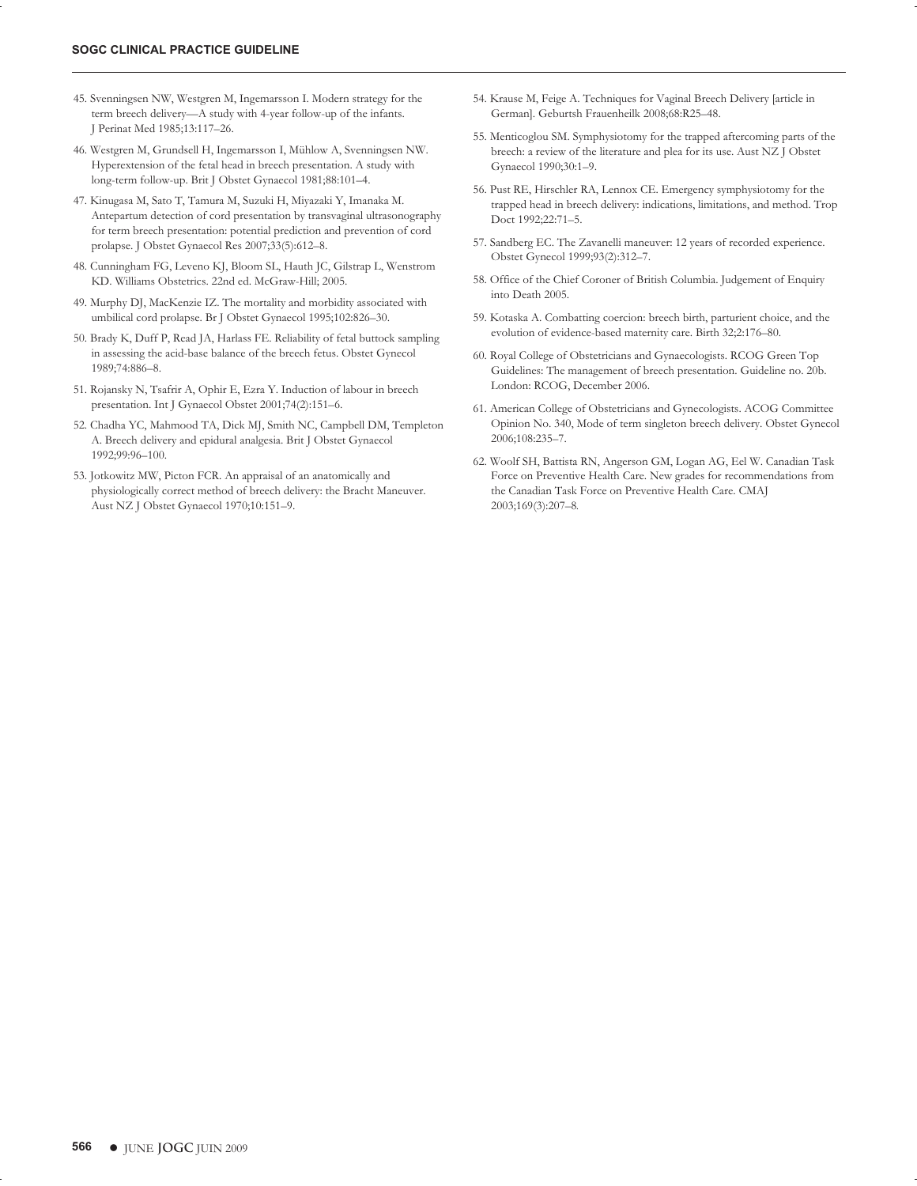45. Svenningsen NW, Westgren M, Ingemarsson I. Modern strategy for the term breech delivery—A study with 4-year follow-up of the infants. J Perinat Med 1985;13:117–26.

46. Westgren M, Grundsell H, Ingemarsson I, Mühlow A, Svenningsen NW. Hyperextension of the fetal head in breech presentation. A study with long-term follow-up. Brit J Obstet Gynaecol 1981;88:101–4.

47. Kinugasa M, Sato T, Tamura M, Suzuki H, Miyazaki Y, Imanaka M. Antepartum detection of cord presentation by transvaginal ultrasonography for term breech presentation: potential prediction and prevention of cord prolapse. J Obstet Gynaecol Res 2007;33(5):612–8.

48. Cunningham FG, Leveno KJ, Bloom SL, Hauth JC, Gilstrap L, Wenstrom KD. Williams Obstetrics. 22nd ed. McGraw-Hill; 2005.

49. Murphy DJ, MacKenzie IZ. The mortality and morbidity associated with umbilical cord prolapse. Br J Obstet Gynaecol 1995;102:826–30.

50. Brady K, Duff P, Read JA, Harlass FE. Reliability of fetal buttock sampling in assessing the acid-base balance of the breech fetus. Obstet Gynecol 1989;74:886–8.

51. Rojansky N, Tsafrir A, Ophir E, Ezra Y. Induction of labour in breech presentation. Int J Gynaecol Obstet 2001;74(2):151–6.

52. Chadha YC, Mahmood TA, Dick MJ, Smith NC, Campbell DM, Templeton A. Breech delivery and epidural analgesia. Brit J Obstet Gynaecol 1992;99:96–100.

53. Jotkowitz MW, Picton FCR. An appraisal of an anatomically and physiologically correct method of breech delivery: the Bracht Maneuver. Aust NZ J Obstet Gynaecol 1970;10:151–9.

54. Krause M, Feige A. Techniques for Vaginal Breech Delivery [article in German]. Geburtsh Frauenheilk 2008;68:R25–48.

55. Menticoglou SM. Symphysiotomy for the trapped aftercoming parts of the breech: a review of the literature and plea for its use. Aust NZ J Obstet Gynaecol 1990;30:1–9.

56. Pust RE, Hirschler RA, Lennox CE. Emergency symphysiotomy for the trapped head in breech delivery: indications, limitations, and method. Trop Doct 1992;22:71–5.

57. Sandberg EC. The Zavanelli maneuver: 12 years of recorded experience. Obstet Gynecol 1999;93(2):312–7.

58. Office of the Chief Coroner of British Columbia. Judgement of Enquiry into Death 2005.

59. Kotaska A. Combatting coercion: breech birth, parturient choice, and the evolution of evidence-based maternity care. Birth 32;2:176–80.

60. Royal College of Obstetricians and Gynaecologists. RCOG Green Top Guidelines: The management of breech presentation. Guideline no. 20b. London: RCOG, December 2006.

61. American College of Obstetricians and Gynecologists. ACOG Committee Opinion No. 340, Mode of term singleton breech delivery. Obstet Gynecol 2006;108:235–7.

62. Woolf SH, Battista RN, Angerson GM, Logan AG, Eel W. Canadian Task Force on Preventive Health Care. New grades for recommendations from the Canadian Task Force on Preventive Health Care. CMAJ 2003;169(3):207–8.